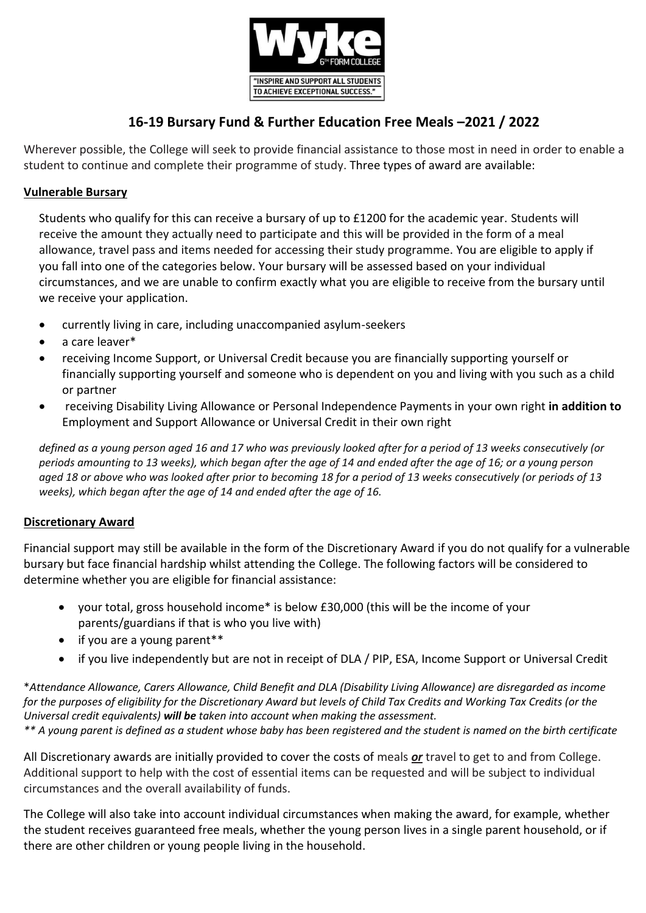Wyke 6TH FORM COLLEGE

"INSPIRE AND SUPPORT ALL STUDENTS TO ACHIEVE EXCEPTIONAL SUCCESS."

# 16-19 Bursary Fund & Further Education Free Meals –2021 / 2022

Wherever possible, the College will seek to provide financial assistance to those most in need in order to enable a student to continue and complete their programme of study. Three types of award are available:

## Vulnerable Bursary

Students who qualify for this can receive a bursary of up to £1200 for the academic year. Students will receive the amount they actually need to participate and this will be provided in the form of a meal allowance, travel pass and items needed for accessing their study programme. You are eligible to apply if you fall into one of the categories below. Your bursary will be assessed based on your individual circumstances, and we are unable to confirm exactly what you are eligible to receive from the bursary until we receive your application.

- currently living in care, including unaccompanied asylum-seekers
- a care leaver*
- receiving Income Support, or Universal Credit because you are financially supporting yourself or financially supporting yourself and someone who is dependent on you and living with you such as a child or partner
- receiving Disability Living Allowance or Personal Independence Payments in your own right **in addition to** Employment and Support Allowance or Universal Credit in their own right

*defined as a young person aged 16 and 17 who was previously looked after for a period of 13 weeks consecutively (or periods amounting to 13 weeks), which began after the age of 14 and ended after the age of 16; or a young person aged 18 or above who was looked after prior to becoming 18 for a period of 13 weeks consecutively (or periods of 13 weeks), which began after the age of 14 and ended after the age of 16.*

## Discretionary Award

Financial support may still be available in the form of the Discretionary Award if you do not qualify for a vulnerable bursary but face financial hardship whilst attending the College. The following factors will be considered to determine whether you are eligible for financial assistance:

- your total, gross household income* is below £30,000 (this will be the income of your parents/guardians if that is who you live with)
- if you are a young parent**
- if you live independently but are not in receipt of DLA / PIP, ESA, Income Support or Universal Credit

*\*Attendance Allowance, Carers Allowance, Child Benefit and DLA (Disability Living Allowance) are disregarded as income for the purposes of eligibility for the Discretionary Award but levels of Child Tax Credits and Working Tax Credits (or the Universal credit equivalents)* ***will be*** *taken into account when making the assessment.*
*\*\* A young parent is defined as a student whose baby has been registered and the student is named on the birth certificate*

All Discretionary awards are initially provided to cover the costs of meals ***or*** travel to get to and from College. Additional support to help with the cost of essential items can be requested and will be subject to individual circumstances and the overall availability of funds.

The College will also take into account individual circumstances when making the award, for example, whether the student receives guaranteed free meals, whether the young person lives in a single parent household, or if there are other children or young people living in the household.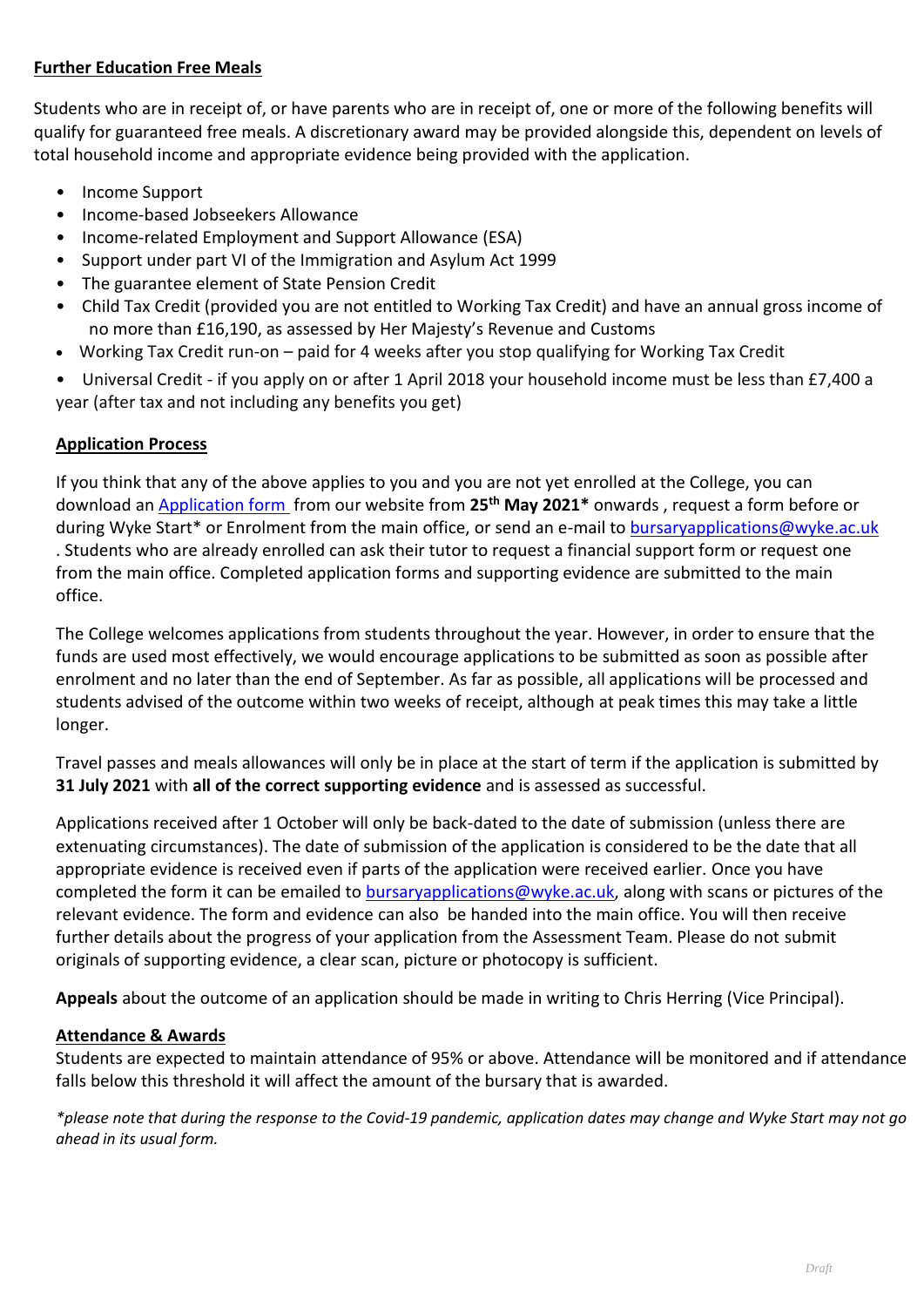**Further Education Free Meals**

Students who are in receipt of, or have parents who are in receipt of, one or more of the following benefits will qualify for guaranteed free meals. A discretionary award may be provided alongside this, dependent on levels of total household income and appropriate evidence being provided with the application.

- Income Support
- Income-based Jobseekers Allowance
- Income-related Employment and Support Allowance (ESA)
- Support under part VI of the Immigration and Asylum Act 1999
- The guarantee element of State Pension Credit
- Child Tax Credit (provided you are not entitled to Working Tax Credit) and have an annual gross income of no more than £16,190, as assessed by Her Majesty's Revenue and Customs
- Working Tax Credit run-on – paid for 4 weeks after you stop qualifying for Working Tax Credit
- Universal Credit - if you apply on or after 1 April 2018 your household income must be less than £7,400 a year (after tax and not including any benefits you get)

**Application Process**

If you think that any of the above applies to you and you are not yet enrolled at the College, you can download an Application form from our website from **25th May 2021*** onwards , request a form before or during Wyke Start* or Enrolment from the main office, or send an e-mail to bursaryapplications@wyke.ac.uk . Students who are already enrolled can ask their tutor to request a financial support form or request one from the main office. Completed application forms and supporting evidence are submitted to the main office.

The College welcomes applications from students throughout the year. However, in order to ensure that the funds are used most effectively, we would encourage applications to be submitted as soon as possible after enrolment and no later than the end of September. As far as possible, all applications will be processed and students advised of the outcome within two weeks of receipt, although at peak times this may take a little longer.

Travel passes and meals allowances will only be in place at the start of term if the application is submitted by **31 July 2021** with **all of the correct supporting evidence** and is assessed as successful.

Applications received after 1 October will only be back-dated to the date of submission (unless there are extenuating circumstances). The date of submission of the application is considered to be the date that all appropriate evidence is received even if parts of the application were received earlier. Once you have completed the form it can be emailed to bursaryapplications@wyke.ac.uk, along with scans or pictures of the relevant evidence. The form and evidence can also be handed into the main office. You will then receive further details about the progress of your application from the Assessment Team. Please do not submit originals of supporting evidence, a clear scan, picture or photocopy is sufficient.

**Appeals** about the outcome of an application should be made in writing to Chris Herring (Vice Principal).

**Attendance & Awards**

Students are expected to maintain attendance of 95% or above. Attendance will be monitored and if attendance falls below this threshold it will affect the amount of the bursary that is awarded.

*\*please note that during the response to the Covid-19 pandemic, application dates may change and Wyke Start may not go ahead in its usual form.*

*Draft*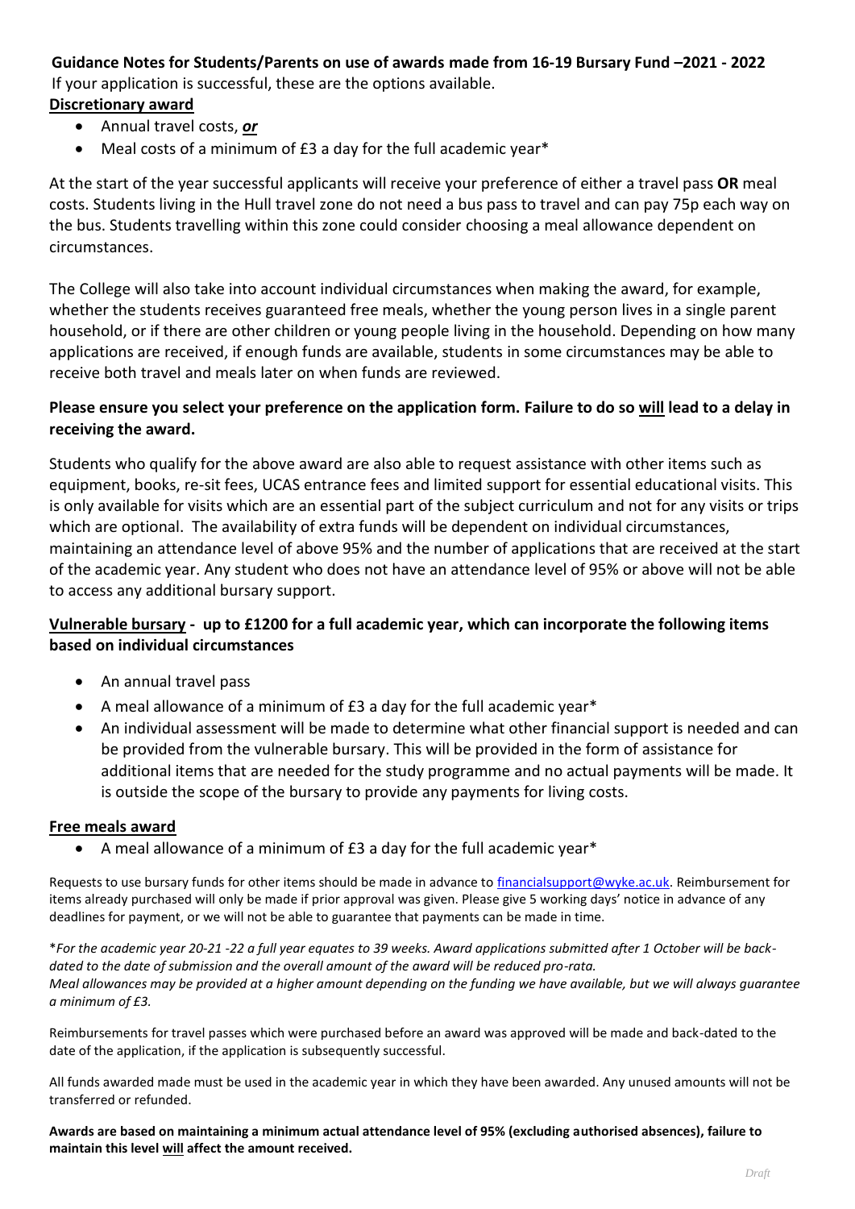**Guidance Notes for Students/Parents on use of awards made from 16-19 Bursary Fund –2021 - 2022**

If your application is successful, these are the options available.

**Discretionary award**

- Annual travel costs, ***or***
- Meal costs of a minimum of £3 a day for the full academic year*

At the start of the year successful applicants will receive your preference of either a travel pass **OR** meal costs. Students living in the Hull travel zone do not need a bus pass to travel and can pay 75p each way on the bus. Students travelling within this zone could consider choosing a meal allowance dependent on circumstances.

The College will also take into account individual circumstances when making the award, for example, whether the students receives guaranteed free meals, whether the young person lives in a single parent household, or if there are other children or young people living in the household. Depending on how many applications are received, if enough funds are available, students in some circumstances may be able to receive both travel and meals later on when funds are reviewed.

**Please ensure you select your preference on the application form. Failure to do so will lead to a delay in receiving the award.**

Students who qualify for the above award are also able to request assistance with other items such as equipment, books, re-sit fees, UCAS entrance fees and limited support for essential educational visits. This is only available for visits which are an essential part of the subject curriculum and not for any visits or trips which are optional. The availability of extra funds will be dependent on individual circumstances, maintaining an attendance level of above 95% and the number of applications that are received at the start of the academic year. Any student who does not have an attendance level of 95% or above will not be able to access any additional bursary support.

**Vulnerable bursary - up to £1200 for a full academic year, which can incorporate the following items based on individual circumstances**

- An annual travel pass
- A meal allowance of a minimum of £3 a day for the full academic year*
- An individual assessment will be made to determine what other financial support is needed and can be provided from the vulnerable bursary. This will be provided in the form of assistance for additional items that are needed for the study programme and no actual payments will be made. It is outside the scope of the bursary to provide any payments for living costs.

**Free meals award**

- A meal allowance of a minimum of £3 a day for the full academic year*

Requests to use bursary funds for other items should be made in advance to financialsupport@wyke.ac.uk. Reimbursement for items already purchased will only be made if prior approval was given. Please give 5 working days' notice in advance of any deadlines for payment, or we will not be able to guarantee that payments can be made in time.

**For the academic year 20-21 -22 a full year equates to 39 weeks. Award applications submitted after 1 October will be back-dated to the date of submission and the overall amount of the award will be reduced pro-rata.*
*Meal allowances may be provided at a higher amount depending on the funding we have available, but we will always guarantee a minimum of £3.*

Reimbursements for travel passes which were purchased before an award was approved will be made and back-dated to the date of the application, if the application is subsequently successful.

All funds awarded made must be used in the academic year in which they have been awarded. Any unused amounts will not be transferred or refunded.

**Awards are based on maintaining a minimum actual attendance level of 95% (excluding authorised absences), failure to maintain this level will affect the amount received.**

*Draft*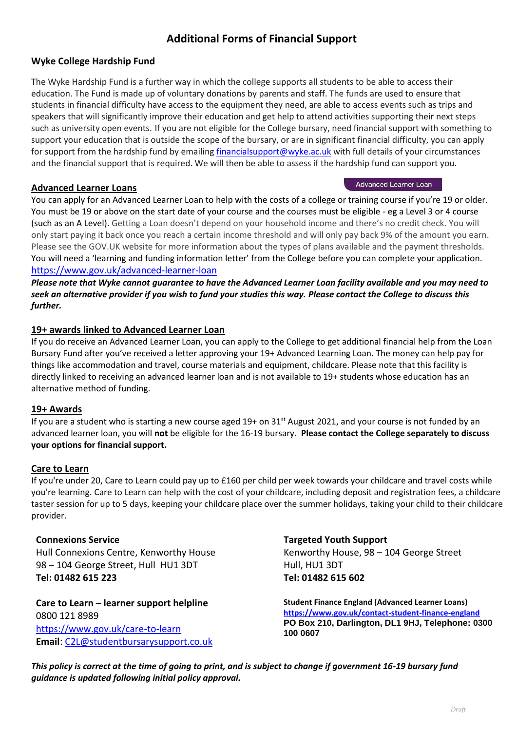# Additional Forms of Financial Support

## Wyke College Hardship Fund

The Wyke Hardship Fund is a further way in which the college supports all students to be able to access their education. The Fund is made up of voluntary donations by parents and staff. The funds are used to ensure that students in financial difficulty have access to the equipment they need, are able to access events such as trips and speakers that will significantly improve their education and get help to attend activities supporting their next steps such as university open events. If you are not eligible for the College bursary, need financial support with something to support your education that is outside the scope of the bursary, or are in significant financial difficulty, you can apply for support from the hardship fund by emailing financialsupport@wyke.ac.uk with full details of your circumstances and the financial support that is required. We will then be able to assess if the hardship fund can support you.

## Advanced Learner Loans

Advanced Learner Loan

You can apply for an Advanced Learner Loan to help with the costs of a college or training course if you're 19 or older. You must be 19 or above on the start date of your course and the courses must be eligible - eg a Level 3 or 4 course (such as an A Level). Getting a Loan doesn't depend on your household income and there's no credit check. You will only start paying it back once you reach a certain income threshold and will only pay back 9% of the amount you earn. Please see the GOV.UK website for more information about the types of plans available and the payment thresholds. You will need a 'learning and funding information letter' from the College before you can complete your application.
https://www.gov.uk/advanced-learner-loan

***Please note that Wyke cannot guarantee to have the Advanced Learner Loan facility available and you may need to seek an alternative provider if you wish to fund your studies this way. Please contact the College to discuss this further.***

## 19+ awards linked to Advanced Learner Loan

If you do receive an Advanced Learner Loan, you can apply to the College to get additional financial help from the Loan Bursary Fund after you've received a letter approving your 19+ Advanced Learning Loan. The money can help pay for things like accommodation and travel, course materials and equipment, childcare. Please note that this facility is directly linked to receiving an advanced learner loan and is not available to 19+ students whose education has an alternative method of funding.

## 19+ Awards

If you are a student who is starting a new course aged 19+ on 31st August 2021, and your course is not funded by an advanced learner loan, you will **not** be eligible for the 16-19 bursary. **Please contact the College separately to discuss your options for financial support.**

## Care to Learn

If you're under 20, Care to Learn could pay up to £160 per child per week towards your childcare and travel costs while you're learning. Care to Learn can help with the cost of your childcare, including deposit and registration fees, a childcare taster session for up to 5 days, keeping your childcare place over the summer holidays, taking your child to their childcare provider.

**Connexions Service**
Hull Connexions Centre, Kenworthy House
98 – 104 George Street, Hull HU1 3DT
**Tel: 01482 615 223**

**Care to Learn – learner support helpline**
0800 121 8989
https://www.gov.uk/care-to-learn
**Email**: C2L@studentbursarysupport.co.uk

**Targeted Youth Support**
Kenworthy House, 98 – 104 George Street
Hull, HU1 3DT
**Tel: 01482 615 602**

**Student Finance England (Advanced Learner Loans)**
**https://www.gov.uk/contact-student-finance-england**
**PO Box 210, Darlington, DL1 9HJ, Telephone: 0300 100 0607**

***This policy is correct at the time of going to print, and is subject to change if government 16-19 bursary fund guidance is updated following initial policy approval.***

*Draft*